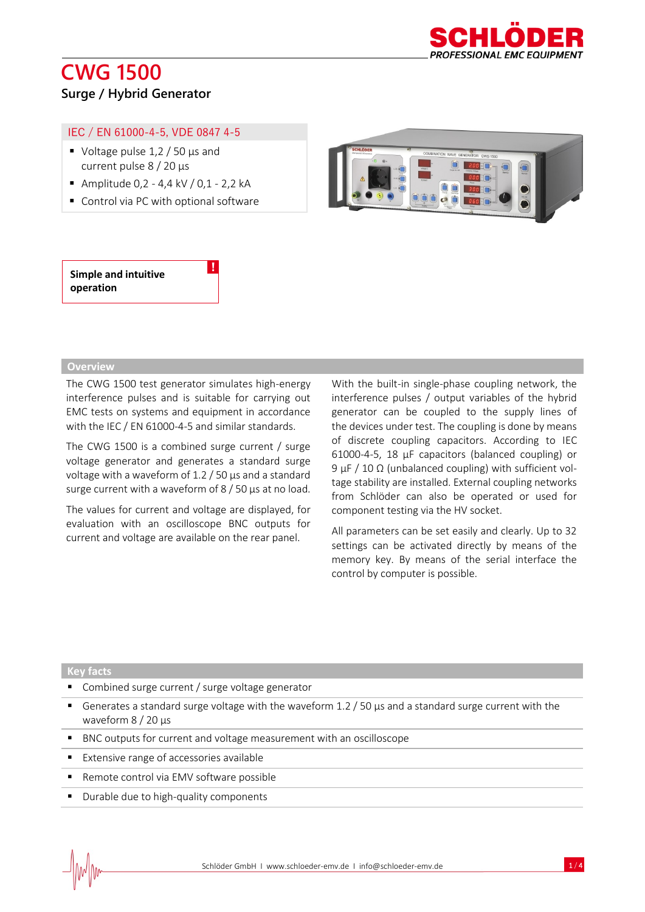# CWG 1500

## Surge / Hybrid Generator

IEC / EN 61000-4-5, VDE 0847 4-5

- Voltage pulse 1,2 / 50 µs and current pulse 8 / 20 µs
- Amplitude 0,2 - 4,4 kV / 0,1 - 2,2 kA
- Control via PC with optional software

**Simple and intuitive operation**

## Overview

The CWG 1500 test generator simulates high-energy interference pulses and is suitable for carrying out EMC tests on systems and equipment in accordance with the IEC / EN 61000-4-5 and similar standards.

The CWG 1500 is a combined surge current / surge voltage generator and generates a standard surge voltage with a waveform of 1.2 / 50 µs and a standard surge current with a waveform of 8 / 50 µs at no load.

The values for current and voltage are displayed, for evaluation with an oscilloscope BNC outputs for current and voltage are available on the rear panel.

With the built-in single-phase coupling network, the interference pulses / output variables of the hybrid generator can be coupled to the supply lines of the devices under test. The coupling is done by means of discrete coupling capacitors. According to IEC 61000-4-5, 18 µF capacitors (balanced coupling) or 9 µF / 10 Ω (unbalanced coupling) with sufficient voltage stability are installed. External coupling networks from Schlöder can also be operated or used for component testing via the HV socket.

All parameters can be set easily and clearly. Up to 32 settings can be activated directly by means of the memory key. By means of the serial interface the control by computer is possible.

## Key facts

- Combined surge current / surge voltage generator
- Generates a standard surge voltage with the waveform 1.2 / 50 µs and a standard surge current with the waveform 8 / 20 µs
- BNC outputs for current and voltage measurement with an oscilloscope
- Extensive range of accessories available
- Remote control via EMV software possible
- Durable due to high-quality components

Schlöder GmbH I www.schloeder-emv.de I info@schloeder-emv.de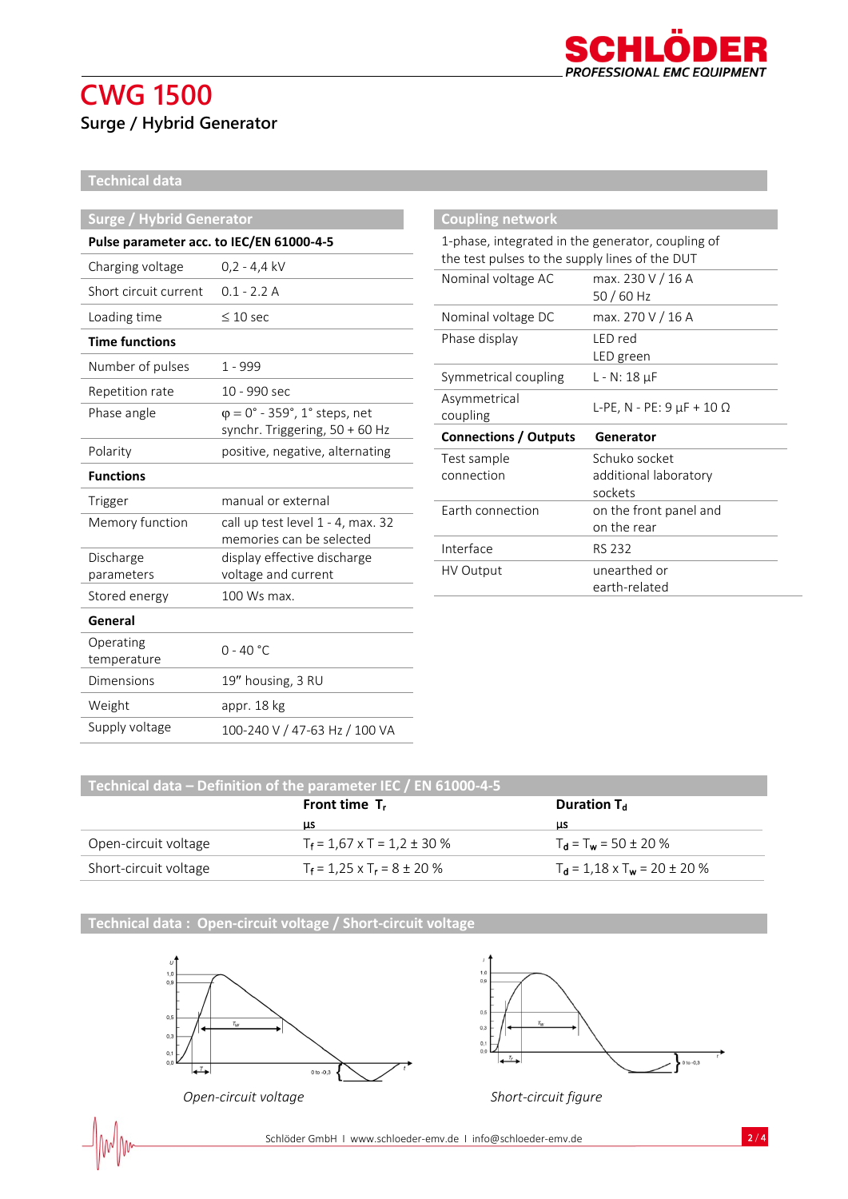# CWG 1500

Surge / Hybrid Generator

## Technical data

### Surge / Hybrid Generator

| Pulse parameter acc. to IEC/EN 61000-4-5 | |
|---|---|
| Charging voltage | 0,2 - 4,4 kV |
| Short circuit current | 0.1 - 2.2 A |
| Loading time | ≤ 10 sec |
| **Time functions** | |
| Number of pulses | 1 - 999 |
| Repetition rate | 10 - 990 sec |
| Phase angle | φ = 0° - 359°, 1° steps, net synchr. Triggering, 50 + 60 Hz |
| Polarity | positive, negative, alternating |
| **Functions** | |
| Trigger | manual or external |
| Memory function | call up test level 1 - 4, max. 32 memories can be selected |
| Discharge parameters | display effective discharge voltage and current |
| Stored energy | 100 Ws max. |
| **General** | |
| Operating temperature | 0 - 40 °C |
| Dimensions | 19" housing, 3 RU |
| Weight | appr. 18 kg |
| Supply voltage | 100-240 V / 47-63 Hz / 100 VA |

### Coupling network

1-phase, integrated in the generator, coupling of the test pulses to the supply lines of the DUT

| | |
|---|---|
| Nominal voltage AC | max. 230 V / 16 A<br>50 / 60 Hz |
| Nominal voltage DC | max. 270 V / 16 A |
| Phase display | LED red<br>LED green |
| Symmetrical coupling | L - N: 18 µF |
| Asymmetrical coupling | L-PE, N - PE: 9 µF + 10 Ω |
| **Connections / Outputs** | **Generator** |
| Test sample connection | Schuko socket<br>additional laboratory sockets |
| Earth connection | on the front panel and on the rear |
| Interface | RS 232 |
| HV Output | unearthed or earth-related |

## Technical data – Definition of the parameter IEC / EN 61000-4-5

| | **Front time $T_r$**<br>µs | **Duration $T_d$**<br>µs |
|---|---|---|
| Open-circuit voltage | $T_f$ = 1,67 x T = 1,2 ± 30 % | $T_d = T_w$ = 50 ± 20 % |
| Short-circuit voltage | $T_f$ = 1,25 x $T_r$ = 8 ± 20 % | $T_d$ = 1,18 x $T_w$ = 20 ± 20 % |

## Technical data : Open-circuit voltage / Short-circuit voltage

*Open-circuit voltage*

*Short-circuit figure*

Schlöder GmbH I www.schloeder-emv.de I info@schloeder-emv.de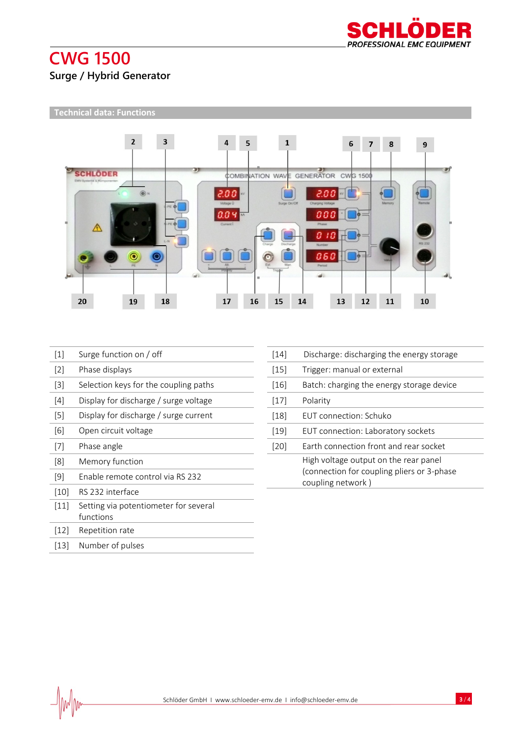# CWG 1500

## Surge / Hybrid Generator

### Technical data: Functions

| | |
|---|---|
| [1] | Surge function on / off |
| [2] | Phase displays |
| [3] | Selection keys for the coupling paths |
| [4] | Display for discharge / surge voltage |
| [5] | Display for discharge / surge current |
| [6] | Open circuit voltage |
| [7] | Phase angle |
| [8] | Memory function |
| [9] | Enable remote control via RS 232 |
| [10] | RS 232 interface |
| [11] | Setting via potentiometer for several functions |
| [12] | Repetition rate |
| [13] | Number of pulses |
| [14] | Discharge: discharging the energy storage |
| [15] | Trigger: manual or external |
| [16] | Batch: charging the energy storage device |
| [17] | Polarity |
| [18] | EUT connection: Schuko |
| [19] | EUT connection: Laboratory sockets |
| [20] | Earth connection front and rear socket |
| | High voltage output on the rear panel (connection for coupling pliers or 3-phase coupling network ) |

Schlöder GmbH I www.schloeder-emv.de I info@schloeder-emv.de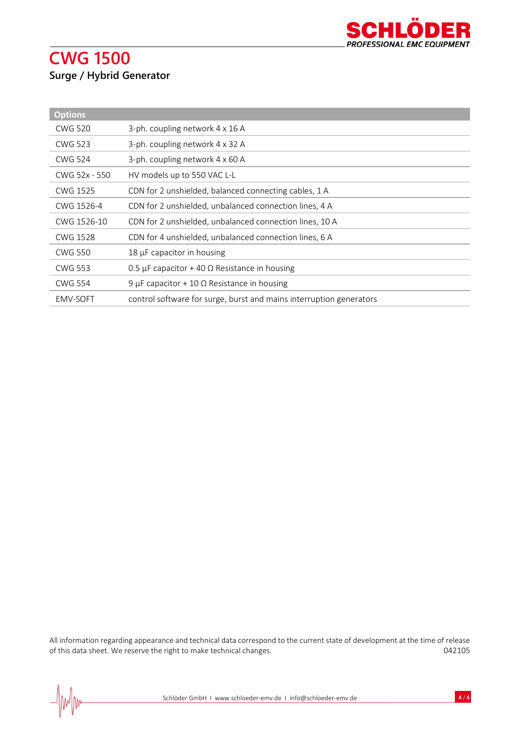# CWG 1500

**Surge / Hybrid Generator**

| Options | |
|---|---|
| CWG 520 | 3-ph. coupling network 4 x 16 A |
| CWG 523 | 3-ph. coupling network 4 x 32 A |
| CWG 524 | 3-ph. coupling network 4 x 60 A |
| CWG 52x - 550 | HV models up to 550 VAC L-L |
| CWG 1525 | CDN for 2 unshielded, balanced connecting cables, 1 A |
| CWG 1526-4 | CDN for 2 unshielded, unbalanced connection lines, 4 A |
| CWG 1526-10 | CDN for 2 unshielded, unbalanced connection lines, 10 A |
| CWG 1528 | CDN for 4 unshielded, unbalanced connection lines, 6 A |
| CWG 550 | 18 µF capacitor in housing |
| CWG 553 | 0.5 µF capacitor + 40 Ω Resistance in housing |
| CWG 554 | 9 µF capacitor + 10 Ω Resistance in housing |
| EMV-SOFT | control software for surge, burst and mains interruption generators |

All information regarding appearance and technical data correspond to the current state of development at the time of release of this data sheet. We reserve the right to make technical changes. 042105